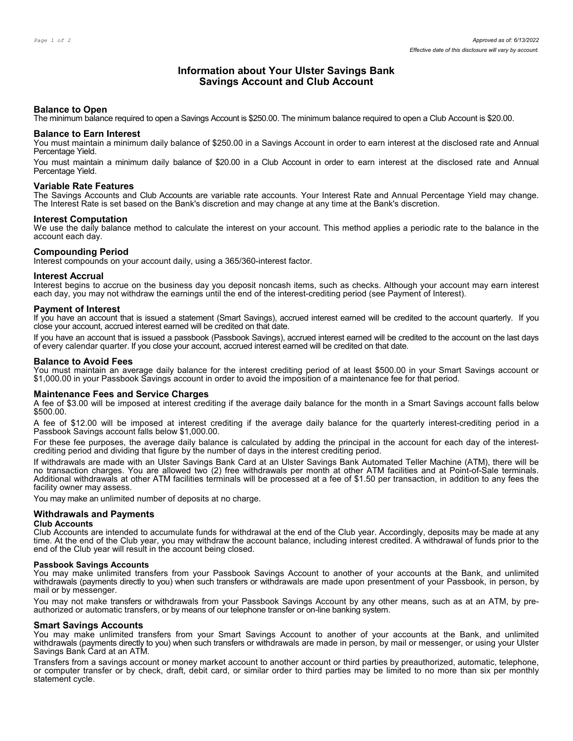Approved as of: 6/13/2022

*Effective date of this disclosure will vary by account.*

# Information about Your Ulster Savings Bank Savings Account and Club Account

## Balance to Open

The minimum balance required to open a Savings Account is $250.00. The minimum balance required to open a Club Account is $20.00.

## Balance to Earn Interest

You must maintain a minimum daily balance of $250.00 in a Savings Account in order to earn interest at the disclosed rate and Annual Percentage Yield.

You must maintain a minimum daily balance of $20.00 in a Club Account in order to earn interest at the disclosed rate and Annual Percentage Yield.

## Variable Rate Features

The Savings Accounts and Club Accounts are variable rate accounts. Your Interest Rate and Annual Percentage Yield may change. The Interest Rate is set based on the Bank's discretion and may change at any time at the Bank's discretion.

## Interest Computation

We use the daily balance method to calculate the interest on your account. This method applies a periodic rate to the balance in the account each day.

## Compounding Period

Interest compounds on your account daily, using a 365/360-interest factor.

## Interest Accrual

Interest begins to accrue on the business day you deposit noncash items, such as checks. Although your account may earn interest each day, you may not withdraw the earnings until the end of the interest-crediting period (see Payment of Interest).

## Payment of Interest

If you have an account that is issued a statement (Smart Savings), accrued interest earned will be credited to the account quarterly. If you close your account, accrued interest earned will be credited on that date.

If you have an account that is issued a passbook (Passbook Savings), accrued interest earned will be credited to the account on the last days of every calendar quarter. If you close your account, accrued interest earned will be credited on that date.

## Balance to Avoid Fees

You must maintain an average daily balance for the interest crediting period of at least $500.00 in your Smart Savings account or $1,000.00 in your Passbook Savings account in order to avoid the imposition of a maintenance fee for that period.

## Maintenance Fees and Service Charges

A fee of $3.00 will be imposed at interest crediting if the average daily balance for the month in a Smart Savings account falls below $500.00.

A fee of $12.00 will be imposed at interest crediting if the average daily balance for the quarterly interest-crediting period in a Passbook Savings account falls below $1,000.00.

For these fee purposes, the average daily balance is calculated by adding the principal in the account for each day of the interest-crediting period and dividing that figure by the number of days in the interest crediting period.

If withdrawals are made with an Ulster Savings Bank Card at an Ulster Savings Bank Automated Teller Machine (ATM), there will be no transaction charges. You are allowed two (2) free withdrawals per month at other ATM facilities and at Point-of-Sale terminals. Additional withdrawals at other ATM facilities terminals will be processed at a fee of $1.50 per transaction, in addition to any fees the facility owner may assess.

You may make an unlimited number of deposits at no charge.

## Withdrawals and Payments

### Club Accounts

Club Accounts are intended to accumulate funds for withdrawal at the end of the Club year. Accordingly, deposits may be made at any time. At the end of the Club year, you may withdraw the account balance, including interest credited. A withdrawal of funds prior to the end of the Club year will result in the account being closed.

### Passbook Savings Accounts

You may make unlimited transfers from your Passbook Savings Account to another of your accounts at the Bank, and unlimited withdrawals (payments directly to you) when such transfers or withdrawals are made upon presentment of your Passbook, in person, by mail or by messenger.

You may not make transfers or withdrawals from your Passbook Savings Account by any other means, such as at an ATM, by pre-authorized or automatic transfers, or by means of our telephone transfer or on-line banking system.

## Smart Savings Accounts

You may make unlimited transfers from your Smart Savings Account to another of your accounts at the Bank, and unlimited withdrawals (payments directly to you) when such transfers or withdrawals are made in person, by mail or messenger, or using your Ulster Savings Bank Card at an ATM.

Transfers from a savings account or money market account to another account or third parties by preauthorized, automatic, telephone, or computer transfer or by check, draft, debit card, or similar order to third parties may be limited to no more than six per monthly statement cycle.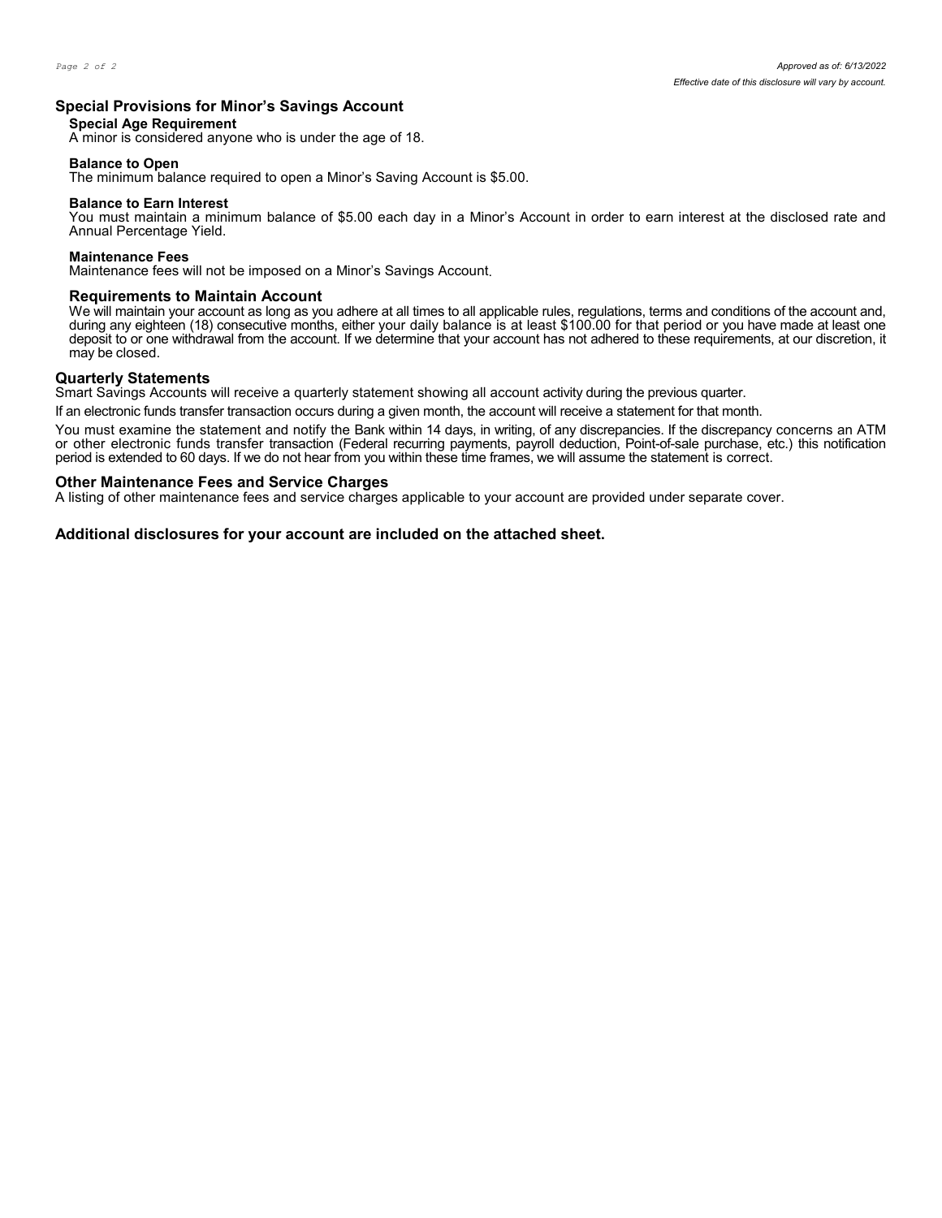*Approved as of: 6/13/2022*

*Effective date of this disclosure will vary by account.*

## Special Provisions for Minor's Savings Account

### Special Age Requirement

A minor is considered anyone who is under the age of 18.

### Balance to Open

The minimum balance required to open a Minor's Saving Account is $5.00.

### Balance to Earn Interest

You must maintain a minimum balance of $5.00 each day in a Minor's Account in order to earn interest at the disclosed rate and Annual Percentage Yield.

### Maintenance Fees

Maintenance fees will not be imposed on a Minor's Savings Account.

### Requirements to Maintain Account

We will maintain your account as long as you adhere at all times to all applicable rules, regulations, terms and conditions of the account and, during any eighteen (18) consecutive months, either your daily balance is at least $100.00 for that period or you have made at least one deposit to or one withdrawal from the account. If we determine that your account has not adhered to these requirements, at our discretion, it may be closed.

## Quarterly Statements

Smart Savings Accounts will receive a quarterly statement showing all account activity during the previous quarter.

If an electronic funds transfer transaction occurs during a given month, the account will receive a statement for that month.

You must examine the statement and notify the Bank within 14 days, in writing, of any discrepancies. If the discrepancy concerns an ATM or other electronic funds transfer transaction (Federal recurring payments, payroll deduction, Point-of-sale purchase, etc.) this notification period is extended to 60 days. If we do not hear from you within these time frames, we will assume the statement is correct.

## Other Maintenance Fees and Service Charges

A listing of other maintenance fees and service charges applicable to your account are provided under separate cover.

**Additional disclosures for your account are included on the attached sheet.**